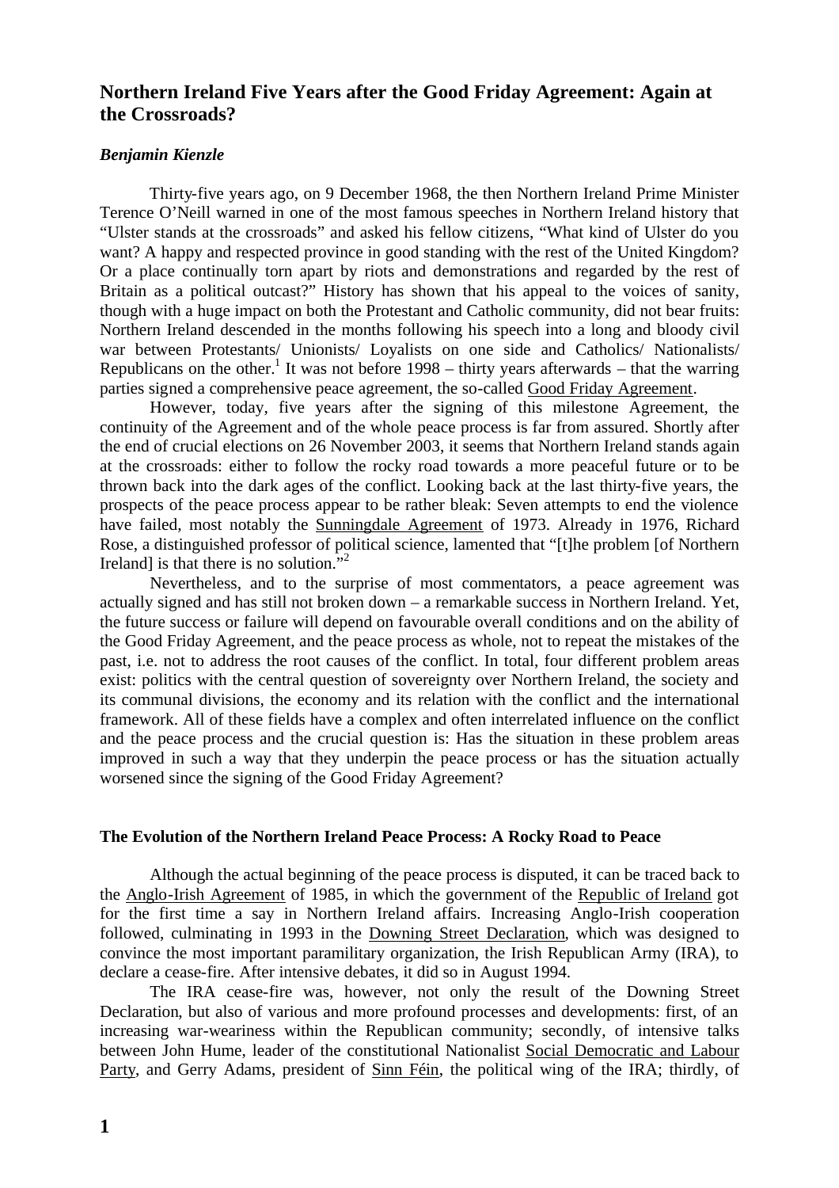# Northern Ireland Five Years after the Good Friday Agreement: Again at the Crossroads?

***Benjamin Kienzle***

Thirty-five years ago, on 9 December 1968, the then Northern Ireland Prime Minister Terence O'Neill warned in one of the most famous speeches in Northern Ireland history that "Ulster stands at the crossroads" and asked his fellow citizens, "What kind of Ulster do you want? A happy and respected province in good standing with the rest of the United Kingdom? Or a place continually torn apart by riots and demonstrations and regarded by the rest of Britain as a political outcast?" History has shown that his appeal to the voices of sanity, though with a huge impact on both the Protestant and Catholic community, did not bear fruits: Northern Ireland descended in the months following his speech into a long and bloody civil war between Protestants/ Unionists/ Loyalists on one side and Catholics/ Nationalists/ Republicans on the other.[1] It was not before 1998 – thirty years afterwards – that the warring parties signed a comprehensive peace agreement, the so-called Good Friday Agreement.

However, today, five years after the signing of this milestone Agreement, the continuity of the Agreement and of the whole peace process is far from assured. Shortly after the end of crucial elections on 26 November 2003, it seems that Northern Ireland stands again at the crossroads: either to follow the rocky road towards a more peaceful future or to be thrown back into the dark ages of the conflict. Looking back at the last thirty-five years, the prospects of the peace process appear to be rather bleak: Seven attempts to end the violence have failed, most notably the Sunningdale Agreement of 1973. Already in 1976, Richard Rose, a distinguished professor of political science, lamented that "[t]he problem [of Northern Ireland] is that there is no solution."[2]

Nevertheless, and to the surprise of most commentators, a peace agreement was actually signed and has still not broken down – a remarkable success in Northern Ireland. Yet, the future success or failure will depend on favourable overall conditions and on the ability of the Good Friday Agreement, and the peace process as whole, not to repeat the mistakes of the past, i.e. not to address the root causes of the conflict. In total, four different problem areas exist: politics with the central question of sovereignty over Northern Ireland, the society and its communal divisions, the economy and its relation with the conflict and the international framework. All of these fields have a complex and often interrelated influence on the conflict and the peace process and the crucial question is: Has the situation in these problem areas improved in such a way that they underpin the peace process or has the situation actually worsened since the signing of the Good Friday Agreement?

## The Evolution of the Northern Ireland Peace Process: A Rocky Road to Peace

Although the actual beginning of the peace process is disputed, it can be traced back to the Anglo-Irish Agreement of 1985, in which the government of the Republic of Ireland got for the first time a say in Northern Ireland affairs. Increasing Anglo-Irish cooperation followed, culminating in 1993 in the Downing Street Declaration, which was designed to convince the most important paramilitary organization, the Irish Republican Army (IRA), to declare a cease-fire. After intensive debates, it did so in August 1994.

The IRA cease-fire was, however, not only the result of the Downing Street Declaration, but also of various and more profound processes and developments: first, of an increasing war-weariness within the Republican community; secondly, of intensive talks between John Hume, leader of the constitutional Nationalist Social Democratic and Labour Party, and Gerry Adams, president of Sinn Féin, the political wing of the IRA; thirdly, of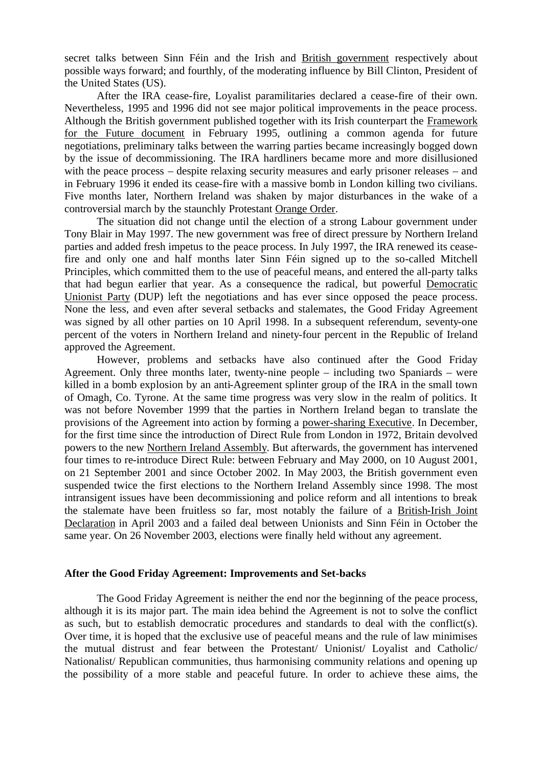secret talks between Sinn Féin and the Irish and British government respectively about possible ways forward; and fourthly, of the moderating influence by Bill Clinton, President of the United States (US).

After the IRA cease-fire, Loyalist paramilitaries declared a cease-fire of their own. Nevertheless, 1995 and 1996 did not see major political improvements in the peace process. Although the British government published together with its Irish counterpart the Framework for the Future document in February 1995, outlining a common agenda for future negotiations, preliminary talks between the warring parties became increasingly bogged down by the issue of decommissioning. The IRA hardliners became more and more disillusioned with the peace process – despite relaxing security measures and early prisoner releases – and in February 1996 it ended its cease-fire with a massive bomb in London killing two civilians. Five months later, Northern Ireland was shaken by major disturbances in the wake of a controversial march by the staunchly Protestant Orange Order.

The situation did not change until the election of a strong Labour government under Tony Blair in May 1997. The new government was free of direct pressure by Northern Ireland parties and added fresh impetus to the peace process. In July 1997, the IRA renewed its cease-fire and only one and half months later Sinn Féin signed up to the so-called Mitchell Principles, which committed them to the use of peaceful means, and entered the all-party talks that had begun earlier that year. As a consequence the radical, but powerful Democratic Unionist Party (DUP) left the negotiations and has ever since opposed the peace process. None the less, and even after several setbacks and stalemates, the Good Friday Agreement was signed by all other parties on 10 April 1998. In a subsequent referendum, seventy-one percent of the voters in Northern Ireland and ninety-four percent in the Republic of Ireland approved the Agreement.

However, problems and setbacks have also continued after the Good Friday Agreement. Only three months later, twenty-nine people – including two Spaniards – were killed in a bomb explosion by an anti-Agreement splinter group of the IRA in the small town of Omagh, Co. Tyrone. At the same time progress was very slow in the realm of politics. It was not before November 1999 that the parties in Northern Ireland began to translate the provisions of the Agreement into action by forming a power-sharing Executive. In December, for the first time since the introduction of Direct Rule from London in 1972, Britain devolved powers to the new Northern Ireland Assembly. But afterwards, the government has intervened four times to re-introduce Direct Rule: between February and May 2000, on 10 August 2001, on 21 September 2001 and since October 2002. In May 2003, the British government even suspended twice the first elections to the Northern Ireland Assembly since 1998. The most intransigent issues have been decommissioning and police reform and all intentions to break the stalemate have been fruitless so far, most notably the failure of a British-Irish Joint Declaration in April 2003 and a failed deal between Unionists and Sinn Féin in October the same year. On 26 November 2003, elections were finally held without any agreement.

### After the Good Friday Agreement: Improvements and Set-backs

The Good Friday Agreement is neither the end nor the beginning of the peace process, although it is its major part. The main idea behind the Agreement is not to solve the conflict as such, but to establish democratic procedures and standards to deal with the conflict(s). Over time, it is hoped that the exclusive use of peaceful means and the rule of law minimises the mutual distrust and fear between the Protestant/ Unionist/ Loyalist and Catholic/ Nationalist/ Republican communities, thus harmonising community relations and opening up the possibility of a more stable and peaceful future. In order to achieve these aims, the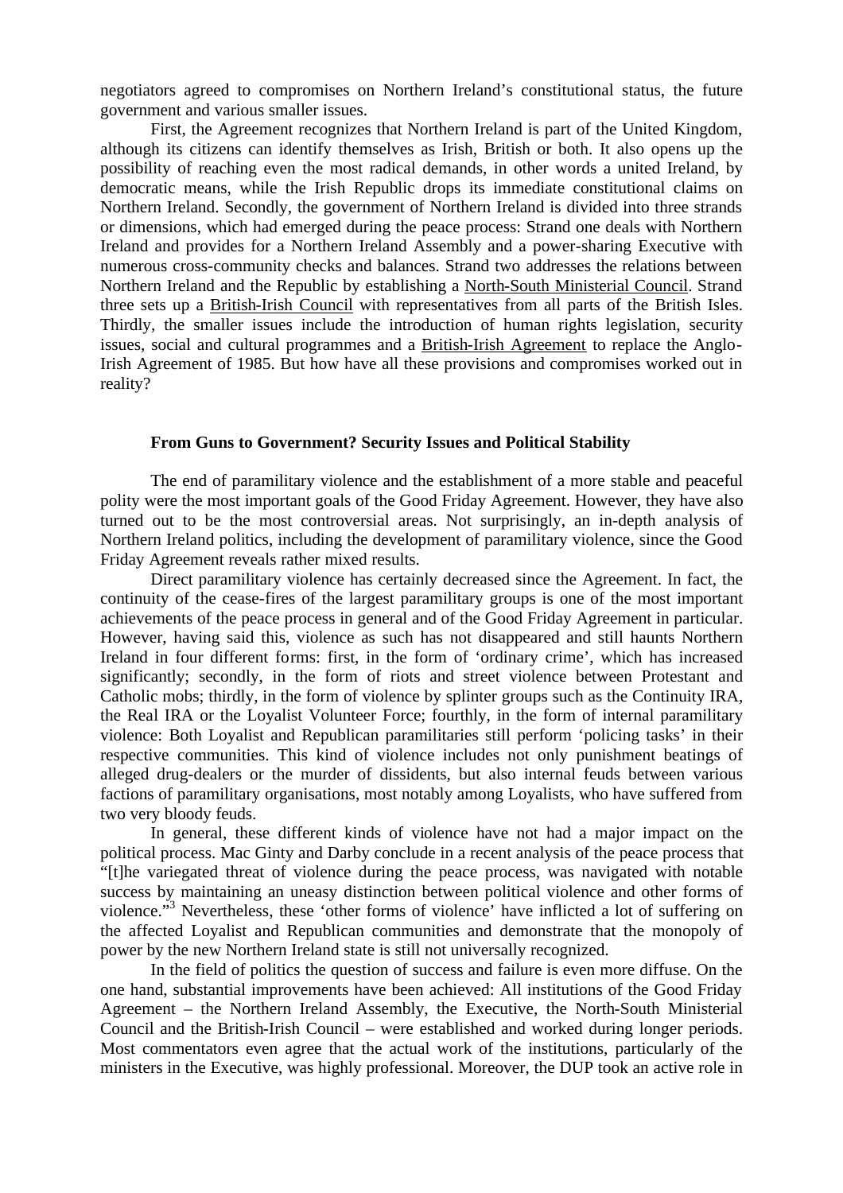negotiators agreed to compromises on Northern Ireland's constitutional status, the future government and various smaller issues.

First, the Agreement recognizes that Northern Ireland is part of the United Kingdom, although its citizens can identify themselves as Irish, British or both. It also opens up the possibility of reaching even the most radical demands, in other words a united Ireland, by democratic means, while the Irish Republic drops its immediate constitutional claims on Northern Ireland. Secondly, the government of Northern Ireland is divided into three strands or dimensions, which had emerged during the peace process: Strand one deals with Northern Ireland and provides for a Northern Ireland Assembly and a power-sharing Executive with numerous cross-community checks and balances. Strand two addresses the relations between Northern Ireland and the Republic by establishing a North-South Ministerial Council. Strand three sets up a British-Irish Council with representatives from all parts of the British Isles. Thirdly, the smaller issues include the introduction of human rights legislation, security issues, social and cultural programmes and a British-Irish Agreement to replace the Anglo-Irish Agreement of 1985. But how have all these provisions and compromises worked out in reality?

### From Guns to Government? Security Issues and Political Stability

The end of paramilitary violence and the establishment of a more stable and peaceful polity were the most important goals of the Good Friday Agreement. However, they have also turned out to be the most controversial areas. Not surprisingly, an in-depth analysis of Northern Ireland politics, including the development of paramilitary violence, since the Good Friday Agreement reveals rather mixed results.

Direct paramilitary violence has certainly decreased since the Agreement. In fact, the continuity of the cease-fires of the largest paramilitary groups is one of the most important achievements of the peace process in general and of the Good Friday Agreement in particular. However, having said this, violence as such has not disappeared and still haunts Northern Ireland in four different forms: first, in the form of 'ordinary crime', which has increased significantly; secondly, in the form of riots and street violence between Protestant and Catholic mobs; thirdly, in the form of violence by splinter groups such as the Continuity IRA, the Real IRA or the Loyalist Volunteer Force; fourthly, in the form of internal paramilitary violence: Both Loyalist and Republican paramilitaries still perform 'policing tasks' in their respective communities. This kind of violence includes not only punishment beatings of alleged drug-dealers or the murder of dissidents, but also internal feuds between various factions of paramilitary organisations, most notably among Loyalists, who have suffered from two very bloody feuds.

In general, these different kinds of violence have not had a major impact on the political process. Mac Ginty and Darby conclude in a recent analysis of the peace process that "[t]he variegated threat of violence during the peace process, was navigated with notable success by maintaining an uneasy distinction between political violence and other forms of violence."[3] Nevertheless, these 'other forms of violence' have inflicted a lot of suffering on the affected Loyalist and Republican communities and demonstrate that the monopoly of power by the new Northern Ireland state is still not universally recognized.

In the field of politics the question of success and failure is even more diffuse. On the one hand, substantial improvements have been achieved: All institutions of the Good Friday Agreement – the Northern Ireland Assembly, the Executive, the North-South Ministerial Council and the British-Irish Council – were established and worked during longer periods. Most commentators even agree that the actual work of the institutions, particularly of the ministers in the Executive, was highly professional. Moreover, the DUP took an active role in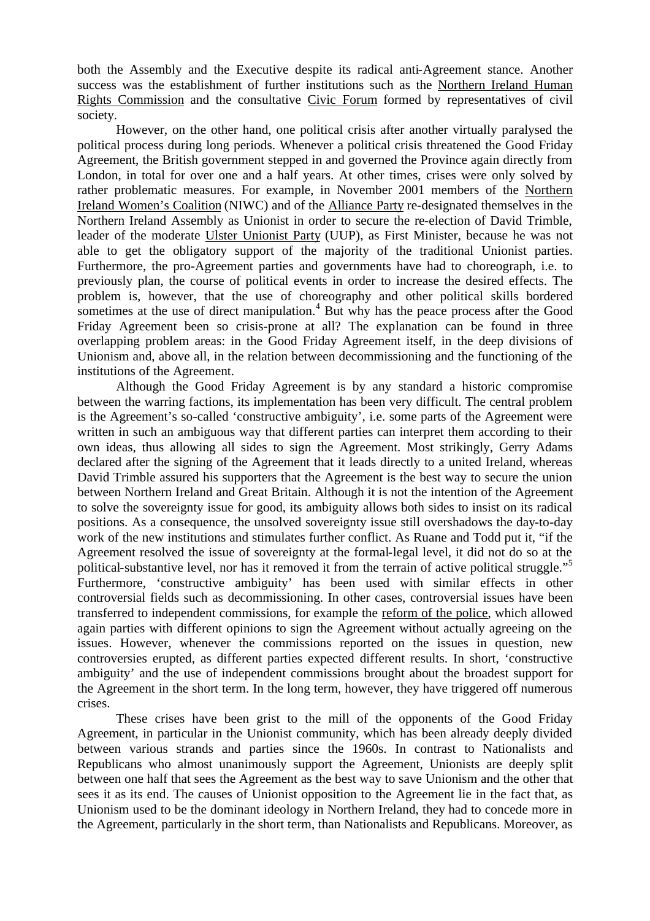both the Assembly and the Executive despite its radical anti-Agreement stance. Another success was the establishment of further institutions such as the Northern Ireland Human Rights Commission and the consultative Civic Forum formed by representatives of civil society.

However, on the other hand, one political crisis after another virtually paralysed the political process during long periods. Whenever a political crisis threatened the Good Friday Agreement, the British government stepped in and governed the Province again directly from London, in total for over one and a half years. At other times, crises were only solved by rather problematic measures. For example, in November 2001 members of the Northern Ireland Women's Coalition (NIWC) and of the Alliance Party re-designated themselves in the Northern Ireland Assembly as Unionist in order to secure the re-election of David Trimble, leader of the moderate Ulster Unionist Party (UUP), as First Minister, because he was not able to get the obligatory support of the majority of the traditional Unionist parties. Furthermore, the pro-Agreement parties and governments have had to choreograph, i.e. to previously plan, the course of political events in order to increase the desired effects. The problem is, however, that the use of choreography and other political skills bordered sometimes at the use of direct manipulation.[4] But why has the peace process after the Good Friday Agreement been so crisis-prone at all? The explanation can be found in three overlapping problem areas: in the Good Friday Agreement itself, in the deep divisions of Unionism and, above all, in the relation between decommissioning and the functioning of the institutions of the Agreement.

Although the Good Friday Agreement is by any standard a historic compromise between the warring factions, its implementation has been very difficult. The central problem is the Agreement's so-called 'constructive ambiguity', i.e. some parts of the Agreement were written in such an ambiguous way that different parties can interpret them according to their own ideas, thus allowing all sides to sign the Agreement. Most strikingly, Gerry Adams declared after the signing of the Agreement that it leads directly to a united Ireland, whereas David Trimble assured his supporters that the Agreement is the best way to secure the union between Northern Ireland and Great Britain. Although it is not the intention of the Agreement to solve the sovereignty issue for good, its ambiguity allows both sides to insist on its radical positions. As a consequence, the unsolved sovereignty issue still overshadows the day-to-day work of the new institutions and stimulates further conflict. As Ruane and Todd put it, "if the Agreement resolved the issue of sovereignty at the formal-legal level, it did not do so at the political-substantive level, nor has it removed it from the terrain of active political struggle."[5] Furthermore, 'constructive ambiguity' has been used with similar effects in other controversial fields such as decommissioning. In other cases, controversial issues have been transferred to independent commissions, for example the reform of the police, which allowed again parties with different opinions to sign the Agreement without actually agreeing on the issues. However, whenever the commissions reported on the issues in question, new controversies erupted, as different parties expected different results. In short, 'constructive ambiguity' and the use of independent commissions brought about the broadest support for the Agreement in the short term. In the long term, however, they have triggered off numerous crises.

These crises have been grist to the mill of the opponents of the Good Friday Agreement, in particular in the Unionist community, which has been already deeply divided between various strands and parties since the 1960s. In contrast to Nationalists and Republicans who almost unanimously support the Agreement, Unionists are deeply split between one half that sees the Agreement as the best way to save Unionism and the other that sees it as its end. The causes of Unionist opposition to the Agreement lie in the fact that, as Unionism used to be the dominant ideology in Northern Ireland, they had to concede more in the Agreement, particularly in the short term, than Nationalists and Republicans. Moreover, as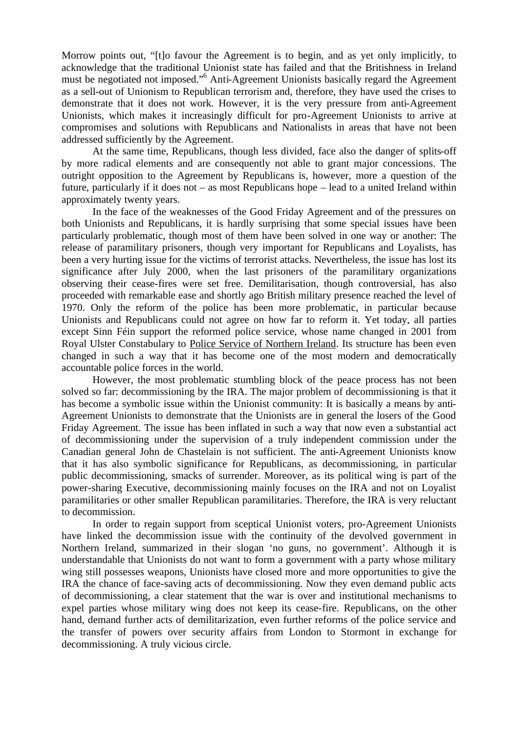Morrow points out, "[t]o favour the Agreement is to begin, and as yet only implicitly, to acknowledge that the traditional Unionist state has failed and that the Britishness in Ireland must be negotiated not imposed."[6] Anti-Agreement Unionists basically regard the Agreement as a sell-out of Unionism to Republican terrorism and, therefore, they have used the crises to demonstrate that it does not work. However, it is the very pressure from anti-Agreement Unionists, which makes it increasingly difficult for pro-Agreement Unionists to arrive at compromises and solutions with Republicans and Nationalists in areas that have not been addressed sufficiently by the Agreement.

At the same time, Republicans, though less divided, face also the danger of splits-off by more radical elements and are consequently not able to grant major concessions. The outright opposition to the Agreement by Republicans is, however, more a question of the future, particularly if it does not – as most Republicans hope – lead to a united Ireland within approximately twenty years.

In the face of the weaknesses of the Good Friday Agreement and of the pressures on both Unionists and Republicans, it is hardly surprising that some special issues have been particularly problematic, though most of them have been solved in one way or another: The release of paramilitary prisoners, though very important for Republicans and Loyalists, has been a very hurting issue for the victims of terrorist attacks. Nevertheless, the issue has lost its significance after July 2000, when the last prisoners of the paramilitary organizations observing their cease-fires were set free. Demilitarisation, though controversial, has also proceeded with remarkable ease and shortly ago British military presence reached the level of 1970. Only the reform of the police has been more problematic, in particular because Unionists and Republicans could not agree on how far to reform it. Yet today, all parties except Sinn Féin support the reformed police service, whose name changed in 2001 from Royal Ulster Constabulary to Police Service of Northern Ireland. Its structure has been even changed in such a way that it has become one of the most modern and democratically accountable police forces in the world.

However, the most problematic stumbling block of the peace process has not been solved so far: decommissioning by the IRA. The major problem of decommissioning is that it has become a symbolic issue within the Unionist community: It is basically a means by anti-Agreement Unionists to demonstrate that the Unionists are in general the losers of the Good Friday Agreement. The issue has been inflated in such a way that now even a substantial act of decommissioning under the supervision of a truly independent commission under the Canadian general John de Chastelain is not sufficient. The anti-Agreement Unionists know that it has also symbolic significance for Republicans, as decommissioning, in particular public decommissioning, smacks of surrender. Moreover, as its political wing is part of the power-sharing Executive, decommissioning mainly focuses on the IRA and not on Loyalist paramilitaries or other smaller Republican paramilitaries. Therefore, the IRA is very reluctant to decommission.

In order to regain support from sceptical Unionist voters, pro-Agreement Unionists have linked the decommission issue with the continuity of the devolved government in Northern Ireland, summarized in their slogan 'no guns, no government'. Although it is understandable that Unionists do not want to form a government with a party whose military wing still possesses weapons, Unionists have closed more and more opportunities to give the IRA the chance of face-saving acts of decommissioning. Now they even demand public acts of decommissioning, a clear statement that the war is over and institutional mechanisms to expel parties whose military wing does not keep its cease-fire. Republicans, on the other hand, demand further acts of demilitarization, even further reforms of the police service and the transfer of powers over security affairs from London to Stormont in exchange for decommissioning. A truly vicious circle.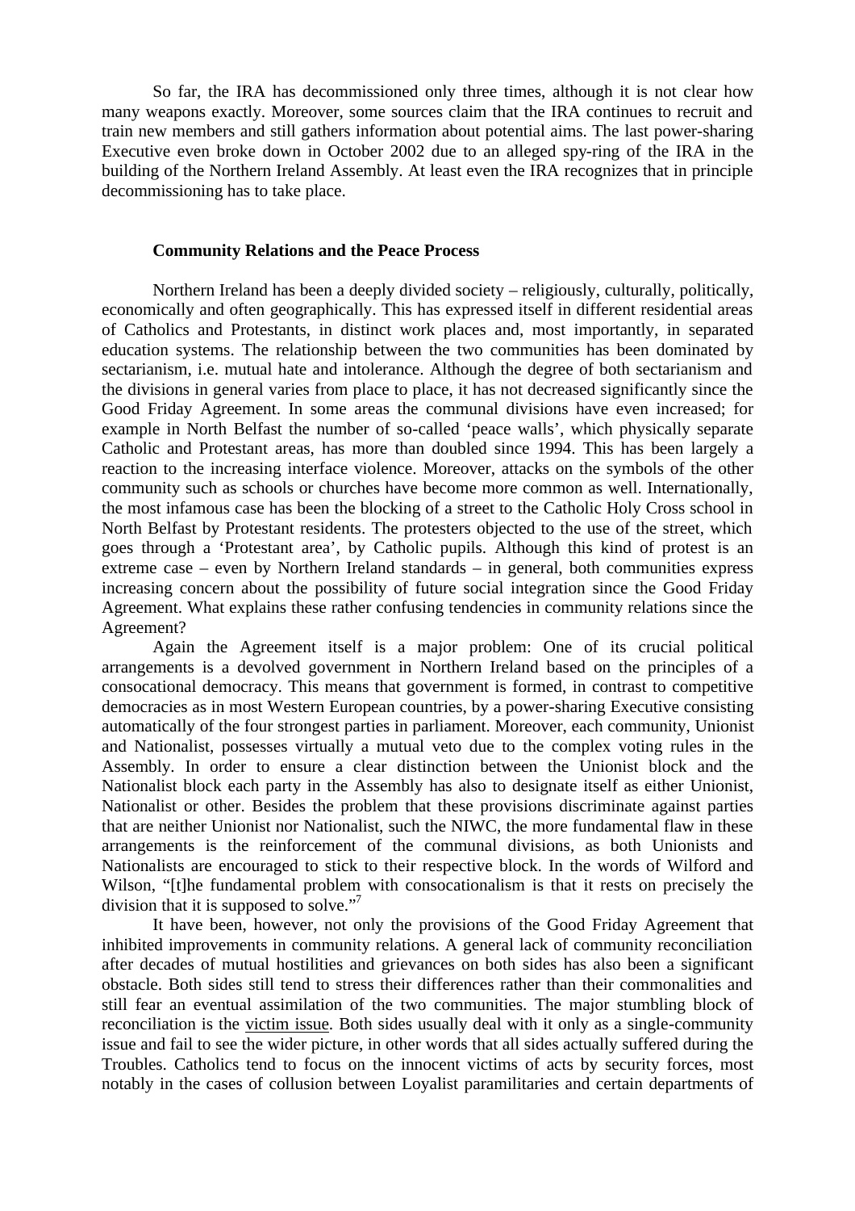So far, the IRA has decommissioned only three times, although it is not clear how many weapons exactly. Moreover, some sources claim that the IRA continues to recruit and train new members and still gathers information about potential aims. The last power-sharing Executive even broke down in October 2002 due to an alleged spy-ring of the IRA in the building of the Northern Ireland Assembly. At least even the IRA recognizes that in principle decommissioning has to take place.

### Community Relations and the Peace Process

Northern Ireland has been a deeply divided society – religiously, culturally, politically, economically and often geographically. This has expressed itself in different residential areas of Catholics and Protestants, in distinct work places and, most importantly, in separated education systems. The relationship between the two communities has been dominated by sectarianism, i.e. mutual hate and intolerance. Although the degree of both sectarianism and the divisions in general varies from place to place, it has not decreased significantly since the Good Friday Agreement. In some areas the communal divisions have even increased; for example in North Belfast the number of so-called 'peace walls', which physically separate Catholic and Protestant areas, has more than doubled since 1994. This has been largely a reaction to the increasing interface violence. Moreover, attacks on the symbols of the other community such as schools or churches have become more common as well. Internationally, the most infamous case has been the blocking of a street to the Catholic Holy Cross school in North Belfast by Protestant residents. The protesters objected to the use of the street, which goes through a 'Protestant area', by Catholic pupils. Although this kind of protest is an extreme case – even by Northern Ireland standards – in general, both communities express increasing concern about the possibility of future social integration since the Good Friday Agreement. What explains these rather confusing tendencies in community relations since the Agreement?

Again the Agreement itself is a major problem: One of its crucial political arrangements is a devolved government in Northern Ireland based on the principles of a consocational democracy. This means that government is formed, in contrast to competitive democracies as in most Western European countries, by a power-sharing Executive consisting automatically of the four strongest parties in parliament. Moreover, each community, Unionist and Nationalist, possesses virtually a mutual veto due to the complex voting rules in the Assembly. In order to ensure a clear distinction between the Unionist block and the Nationalist block each party in the Assembly has also to designate itself as either Unionist, Nationalist or other. Besides the problem that these provisions discriminate against parties that are neither Unionist nor Nationalist, such the NIWC, the more fundamental flaw in these arrangements is the reinforcement of the communal divisions, as both Unionists and Nationalists are encouraged to stick to their respective block. In the words of Wilford and Wilson, "[t]he fundamental problem with consocationalism is that it rests on precisely the division that it is supposed to solve."[7]

It have been, however, not only the provisions of the Good Friday Agreement that inhibited improvements in community relations. A general lack of community reconciliation after decades of mutual hostilities and grievances on both sides has also been a significant obstacle. Both sides still tend to stress their differences rather than their commonalities and still fear an eventual assimilation of the two communities. The major stumbling block of reconciliation is the <u>victim issue</u>. Both sides usually deal with it only as a single-community issue and fail to see the wider picture, in other words that all sides actually suffered during the Troubles. Catholics tend to focus on the innocent victims of acts by security forces, most notably in the cases of collusion between Loyalist paramilitaries and certain departments of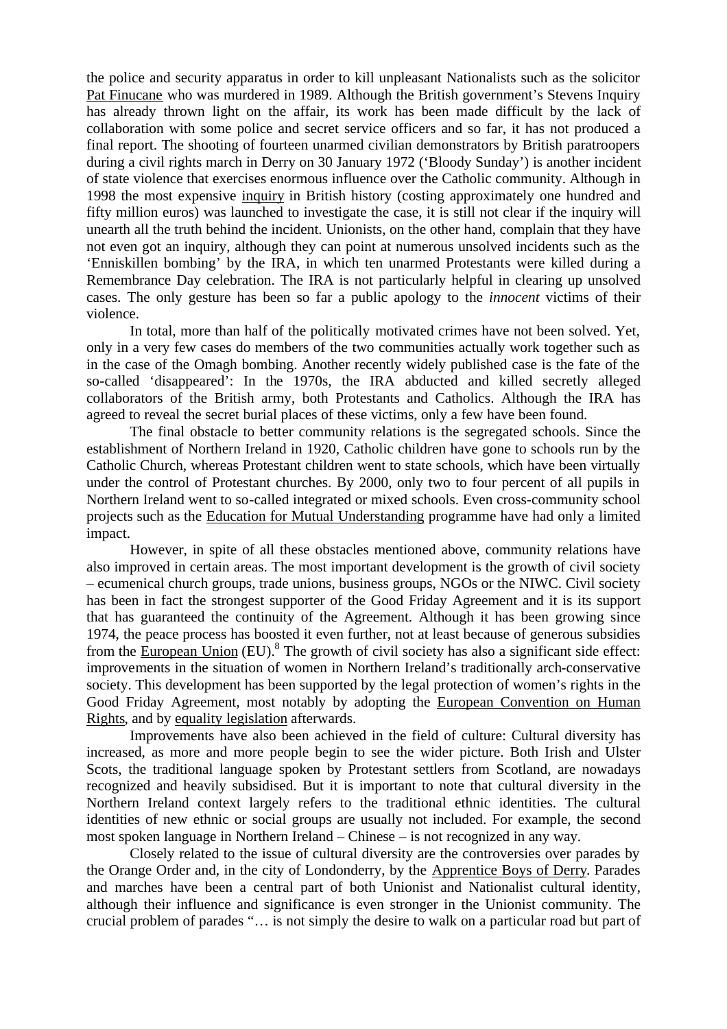the police and security apparatus in order to kill unpleasant Nationalists such as the solicitor Pat Finucane who was murdered in 1989. Although the British government's Stevens Inquiry has already thrown light on the affair, its work has been made difficult by the lack of collaboration with some police and secret service officers and so far, it has not produced a final report. The shooting of fourteen unarmed civilian demonstrators by British paratroopers during a civil rights march in Derry on 30 January 1972 ('Bloody Sunday') is another incident of state violence that exercises enormous influence over the Catholic community. Although in 1998 the most expensive inquiry in British history (costing approximately one hundred and fifty million euros) was launched to investigate the case, it is still not clear if the inquiry will unearth all the truth behind the incident. Unionists, on the other hand, complain that they have not even got an inquiry, although they can point at numerous unsolved incidents such as the 'Enniskillen bombing' by the IRA, in which ten unarmed Protestants were killed during a Remembrance Day celebration. The IRA is not particularly helpful in clearing up unsolved cases. The only gesture has been so far a public apology to the *innocent* victims of their violence.

In total, more than half of the politically motivated crimes have not been solved. Yet, only in a very few cases do members of the two communities actually work together such as in the case of the Omagh bombing. Another recently widely published case is the fate of the so-called 'disappeared': In the 1970s, the IRA abducted and killed secretly alleged collaborators of the British army, both Protestants and Catholics. Although the IRA has agreed to reveal the secret burial places of these victims, only a few have been found.

The final obstacle to better community relations is the segregated schools. Since the establishment of Northern Ireland in 1920, Catholic children have gone to schools run by the Catholic Church, whereas Protestant children went to state schools, which have been virtually under the control of Protestant churches. By 2000, only two to four percent of all pupils in Northern Ireland went to so-called integrated or mixed schools. Even cross-community school projects such as the Education for Mutual Understanding programme have had only a limited impact.

However, in spite of all these obstacles mentioned above, community relations have also improved in certain areas. The most important development is the growth of civil society – ecumenical church groups, trade unions, business groups, NGOs or the NIWC. Civil society has been in fact the strongest supporter of the Good Friday Agreement and it is its support that has guaranteed the continuity of the Agreement. Although it has been growing since 1974, the peace process has boosted it even further, not at least because of generous subsidies from the European Union (EU).[8] The growth of civil society has also a significant side effect: improvements in the situation of women in Northern Ireland's traditionally arch-conservative society. This development has been supported by the legal protection of women's rights in the Good Friday Agreement, most notably by adopting the European Convention on Human Rights, and by equality legislation afterwards.

Improvements have also been achieved in the field of culture: Cultural diversity has increased, as more and more people begin to see the wider picture. Both Irish and Ulster Scots, the traditional language spoken by Protestant settlers from Scotland, are nowadays recognized and heavily subsidised. But it is important to note that cultural diversity in the Northern Ireland context largely refers to the traditional ethnic identities. The cultural identities of new ethnic or social groups are usually not included. For example, the second most spoken language in Northern Ireland – Chinese – is not recognized in any way.

Closely related to the issue of cultural diversity are the controversies over parades by the Orange Order and, in the city of Londonderry, by the Apprentice Boys of Derry. Parades and marches have been a central part of both Unionist and Nationalist cultural identity, although their influence and significance is even stronger in the Unionist community. The crucial problem of parades "… is not simply the desire to walk on a particular road but part of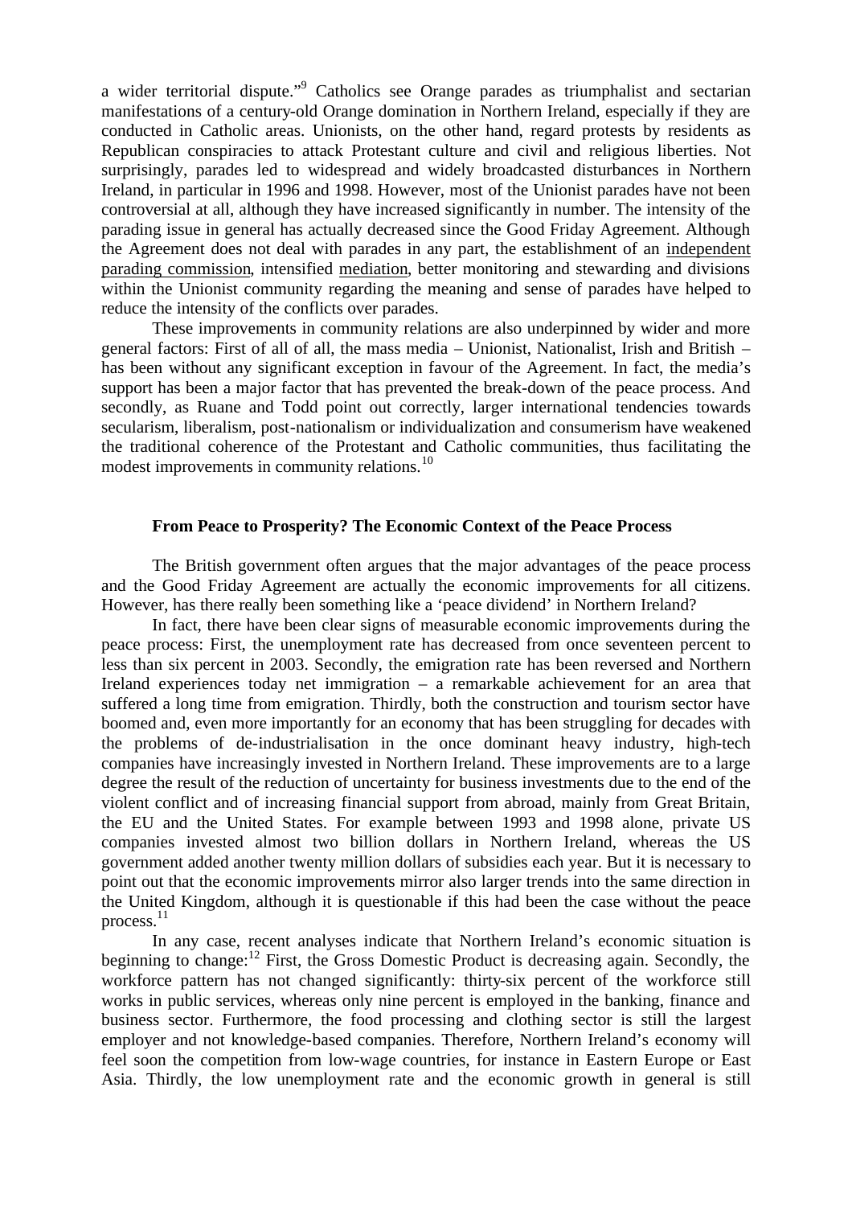a wider territorial dispute."[9] Catholics see Orange parades as triumphalist and sectarian manifestations of a century-old Orange domination in Northern Ireland, especially if they are conducted in Catholic areas. Unionists, on the other hand, regard protests by residents as Republican conspiracies to attack Protestant culture and civil and religious liberties. Not surprisingly, parades led to widespread and widely broadcasted disturbances in Northern Ireland, in particular in 1996 and 1998. However, most of the Unionist parades have not been controversial at all, although they have increased significantly in number. The intensity of the parading issue in general has actually decreased since the Good Friday Agreement. Although the Agreement does not deal with parades in any part, the establishment of an independent parading commission, intensified mediation, better monitoring and stewarding and divisions within the Unionist community regarding the meaning and sense of parades have helped to reduce the intensity of the conflicts over parades.

These improvements in community relations are also underpinned by wider and more general factors: First of all of all, the mass media – Unionist, Nationalist, Irish and British – has been without any significant exception in favour of the Agreement. In fact, the media's support has been a major factor that has prevented the break-down of the peace process. And secondly, as Ruane and Todd point out correctly, larger international tendencies towards secularism, liberalism, post-nationalism or individualization and consumerism have weakened the traditional coherence of the Protestant and Catholic communities, thus facilitating the modest improvements in community relations.[10]

### From Peace to Prosperity? The Economic Context of the Peace Process

The British government often argues that the major advantages of the peace process and the Good Friday Agreement are actually the economic improvements for all citizens. However, has there really been something like a 'peace dividend' in Northern Ireland?

In fact, there have been clear signs of measurable economic improvements during the peace process: First, the unemployment rate has decreased from once seventeen percent to less than six percent in 2003. Secondly, the emigration rate has been reversed and Northern Ireland experiences today net immigration – a remarkable achievement for an area that suffered a long time from emigration. Thirdly, both the construction and tourism sector have boomed and, even more importantly for an economy that has been struggling for decades with the problems of de-industrialisation in the once dominant heavy industry, high-tech companies have increasingly invested in Northern Ireland. These improvements are to a large degree the result of the reduction of uncertainty for business investments due to the end of the violent conflict and of increasing financial support from abroad, mainly from Great Britain, the EU and the United States. For example between 1993 and 1998 alone, private US companies invested almost two billion dollars in Northern Ireland, whereas the US government added another twenty million dollars of subsidies each year. But it is necessary to point out that the economic improvements mirror also larger trends into the same direction in the United Kingdom, although it is questionable if this had been the case without the peace process.[11]

In any case, recent analyses indicate that Northern Ireland's economic situation is beginning to change:[12] First, the Gross Domestic Product is decreasing again. Secondly, the workforce pattern has not changed significantly: thirty-six percent of the workforce still works in public services, whereas only nine percent is employed in the banking, finance and business sector. Furthermore, the food processing and clothing sector is still the largest employer and not knowledge-based companies. Therefore, Northern Ireland's economy will feel soon the competition from low-wage countries, for instance in Eastern Europe or East Asia. Thirdly, the low unemployment rate and the economic growth in general is still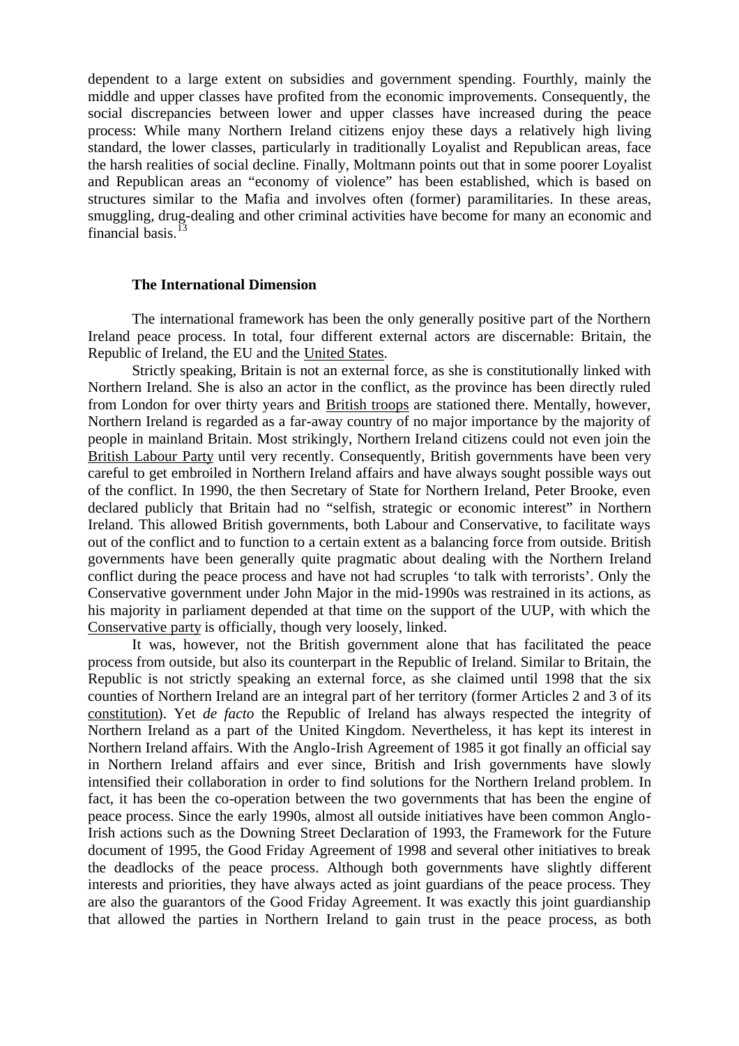dependent to a large extent on subsidies and government spending. Fourthly, mainly the middle and upper classes have profited from the economic improvements. Consequently, the social discrepancies between lower and upper classes have increased during the peace process: While many Northern Ireland citizens enjoy these days a relatively high living standard, the lower classes, particularly in traditionally Loyalist and Republican areas, face the harsh realities of social decline. Finally, Moltmann points out that in some poorer Loyalist and Republican areas an "economy of violence" has been established, which is based on structures similar to the Mafia and involves often (former) paramilitaries. In these areas, smuggling, drug-dealing and other criminal activities have become for many an economic and financial basis.[13]

### The International Dimension

The international framework has been the only generally positive part of the Northern Ireland peace process. In total, four different external actors are discernable: Britain, the Republic of Ireland, the EU and the United States.

Strictly speaking, Britain is not an external force, as she is constitutionally linked with Northern Ireland. She is also an actor in the conflict, as the province has been directly ruled from London for over thirty years and British troops are stationed there. Mentally, however, Northern Ireland is regarded as a far-away country of no major importance by the majority of people in mainland Britain. Most strikingly, Northern Ireland citizens could not even join the British Labour Party until very recently. Consequently, British governments have been very careful to get embroiled in Northern Ireland affairs and have always sought possible ways out of the conflict. In 1990, the then Secretary of State for Northern Ireland, Peter Brooke, even declared publicly that Britain had no "selfish, strategic or economic interest" in Northern Ireland. This allowed British governments, both Labour and Conservative, to facilitate ways out of the conflict and to function to a certain extent as a balancing force from outside. British governments have been generally quite pragmatic about dealing with the Northern Ireland conflict during the peace process and have not had scruples 'to talk with terrorists'. Only the Conservative government under John Major in the mid-1990s was restrained in its actions, as his majority in parliament depended at that time on the support of the UUP, with which the Conservative party is officially, though very loosely, linked.

It was, however, not the British government alone that has facilitated the peace process from outside, but also its counterpart in the Republic of Ireland. Similar to Britain, the Republic is not strictly speaking an external force, as she claimed until 1998 that the six counties of Northern Ireland are an integral part of her territory (former Articles 2 and 3 of its constitution). Yet *de facto* the Republic of Ireland has always respected the integrity of Northern Ireland as a part of the United Kingdom. Nevertheless, it has kept its interest in Northern Ireland affairs. With the Anglo-Irish Agreement of 1985 it got finally an official say in Northern Ireland affairs and ever since, British and Irish governments have slowly intensified their collaboration in order to find solutions for the Northern Ireland problem. In fact, it has been the co-operation between the two governments that has been the engine of peace process. Since the early 1990s, almost all outside initiatives have been common Anglo-Irish actions such as the Downing Street Declaration of 1993, the Framework for the Future document of 1995, the Good Friday Agreement of 1998 and several other initiatives to break the deadlocks of the peace process. Although both governments have slightly different interests and priorities, they have always acted as joint guardians of the peace process. They are also the guarantors of the Good Friday Agreement. It was exactly this joint guardianship that allowed the parties in Northern Ireland to gain trust in the peace process, as both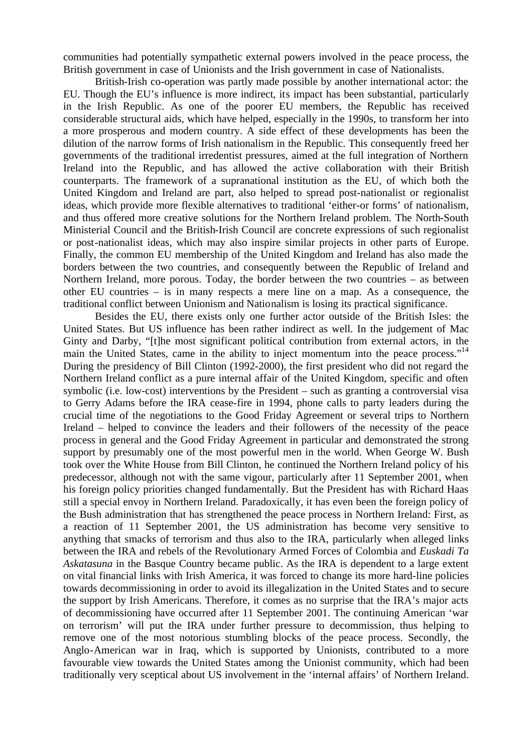communities had potentially sympathetic external powers involved in the peace process, the British government in case of Unionists and the Irish government in case of Nationalists.

British-Irish co-operation was partly made possible by another international actor: the EU. Though the EU's influence is more indirect, its impact has been substantial, particularly in the Irish Republic. As one of the poorer EU members, the Republic has received considerable structural aids, which have helped, especially in the 1990s, to transform her into a more prosperous and modern country. A side effect of these developments has been the dilution of the narrow forms of Irish nationalism in the Republic. This consequently freed her governments of the traditional irredentist pressures, aimed at the full integration of Northern Ireland into the Republic, and has allowed the active collaboration with their British counterparts. The framework of a supranational institution as the EU, of which both the United Kingdom and Ireland are part, also helped to spread post-nationalist or regionalist ideas, which provide more flexible alternatives to traditional 'either-or forms' of nationalism, and thus offered more creative solutions for the Northern Ireland problem. The North-South Ministerial Council and the British-Irish Council are concrete expressions of such regionalist or post-nationalist ideas, which may also inspire similar projects in other parts of Europe. Finally, the common EU membership of the United Kingdom and Ireland has also made the borders between the two countries, and consequently between the Republic of Ireland and Northern Ireland, more porous. Today, the border between the two countries – as between other EU countries – is in many respects a mere line on a map. As a consequence, the traditional conflict between Unionism and Nationalism is losing its practical significance.

Besides the EU, there exists only one further actor outside of the British Isles: the United States. But US influence has been rather indirect as well. In the judgement of Mac Ginty and Darby, "[t]he most significant political contribution from external actors, in the main the United States, came in the ability to inject momentum into the peace process."[14] During the presidency of Bill Clinton (1992-2000), the first president who did not regard the Northern Ireland conflict as a pure internal affair of the United Kingdom, specific and often symbolic (i.e. low-cost) interventions by the President – such as granting a controversial visa to Gerry Adams before the IRA cease-fire in 1994, phone calls to party leaders during the crucial time of the negotiations to the Good Friday Agreement or several trips to Northern Ireland – helped to convince the leaders and their followers of the necessity of the peace process in general and the Good Friday Agreement in particular and demonstrated the strong support by presumably one of the most powerful men in the world. When George W. Bush took over the White House from Bill Clinton, he continued the Northern Ireland policy of his predecessor, although not with the same vigour, particularly after 11 September 2001, when his foreign policy priorities changed fundamentally. But the President has with Richard Haas still a special envoy in Northern Ireland. Paradoxically, it has even been the foreign policy of the Bush administration that has strengthened the peace process in Northern Ireland: First, as a reaction of 11 September 2001, the US administration has become very sensitive to anything that smacks of terrorism and thus also to the IRA, particularly when alleged links between the IRA and rebels of the Revolutionary Armed Forces of Colombia and *Euskadi Ta Askatasuna* in the Basque Country became public. As the IRA is dependent to a large extent on vital financial links with Irish America, it was forced to change its more hard-line policies towards decommissioning in order to avoid its illegalization in the United States and to secure the support by Irish Americans. Therefore, it comes as no surprise that the IRA's major acts of decommissioning have occurred after 11 September 2001. The continuing American 'war on terrorism' will put the IRA under further pressure to decommission, thus helping to remove one of the most notorious stumbling blocks of the peace process. Secondly, the Anglo-American war in Iraq, which is supported by Unionists, contributed to a more favourable view towards the United States among the Unionist community, which had been traditionally very sceptical about US involvement in the 'internal affairs' of Northern Ireland.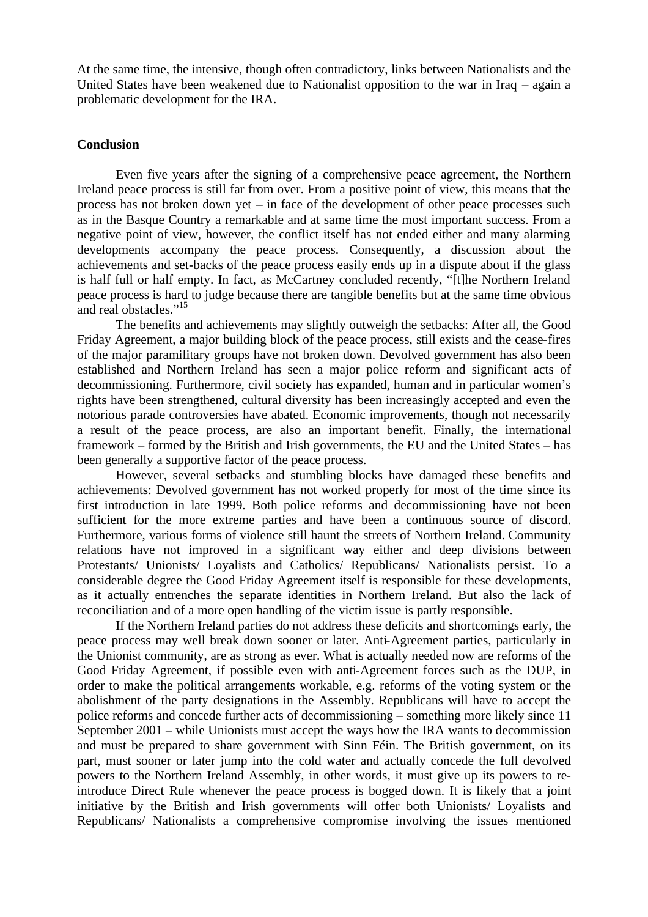At the same time, the intensive, though often contradictory, links between Nationalists and the United States have been weakened due to Nationalist opposition to the war in Iraq – again a problematic development for the IRA.

## Conclusion

Even five years after the signing of a comprehensive peace agreement, the Northern Ireland peace process is still far from over. From a positive point of view, this means that the process has not broken down yet – in face of the development of other peace processes such as in the Basque Country a remarkable and at same time the most important success. From a negative point of view, however, the conflict itself has not ended either and many alarming developments accompany the peace process. Consequently, a discussion about the achievements and set-backs of the peace process easily ends up in a dispute about if the glass is half full or half empty. In fact, as McCartney concluded recently, "[t]he Northern Ireland peace process is hard to judge because there are tangible benefits but at the same time obvious and real obstacles."[15]

The benefits and achievements may slightly outweigh the setbacks: After all, the Good Friday Agreement, a major building block of the peace process, still exists and the cease-fires of the major paramilitary groups have not broken down. Devolved government has also been established and Northern Ireland has seen a major police reform and significant acts of decommissioning. Furthermore, civil society has expanded, human and in particular women's rights have been strengthened, cultural diversity has been increasingly accepted and even the notorious parade controversies have abated. Economic improvements, though not necessarily a result of the peace process, are also an important benefit. Finally, the international framework – formed by the British and Irish governments, the EU and the United States – has been generally a supportive factor of the peace process.

However, several setbacks and stumbling blocks have damaged these benefits and achievements: Devolved government has not worked properly for most of the time since its first introduction in late 1999. Both police reforms and decommissioning have not been sufficient for the more extreme parties and have been a continuous source of discord. Furthermore, various forms of violence still haunt the streets of Northern Ireland. Community relations have not improved in a significant way either and deep divisions between Protestants/ Unionists/ Loyalists and Catholics/ Republicans/ Nationalists persist. To a considerable degree the Good Friday Agreement itself is responsible for these developments, as it actually entrenches the separate identities in Northern Ireland. But also the lack of reconciliation and of a more open handling of the victim issue is partly responsible.

If the Northern Ireland parties do not address these deficits and shortcomings early, the peace process may well break down sooner or later. Anti-Agreement parties, particularly in the Unionist community, are as strong as ever. What is actually needed now are reforms of the Good Friday Agreement, if possible even with anti-Agreement forces such as the DUP, in order to make the political arrangements workable, e.g. reforms of the voting system or the abolishment of the party designations in the Assembly. Republicans will have to accept the police reforms and concede further acts of decommissioning – something more likely since 11 September 2001 – while Unionists must accept the ways how the IRA wants to decommission and must be prepared to share government with Sinn Féin. The British government, on its part, must sooner or later jump into the cold water and actually concede the full devolved powers to the Northern Ireland Assembly, in other words, it must give up its powers to re-introduce Direct Rule whenever the peace process is bogged down. It is likely that a joint initiative by the British and Irish governments will offer both Unionists/ Loyalists and Republicans/ Nationalists a comprehensive compromise involving the issues mentioned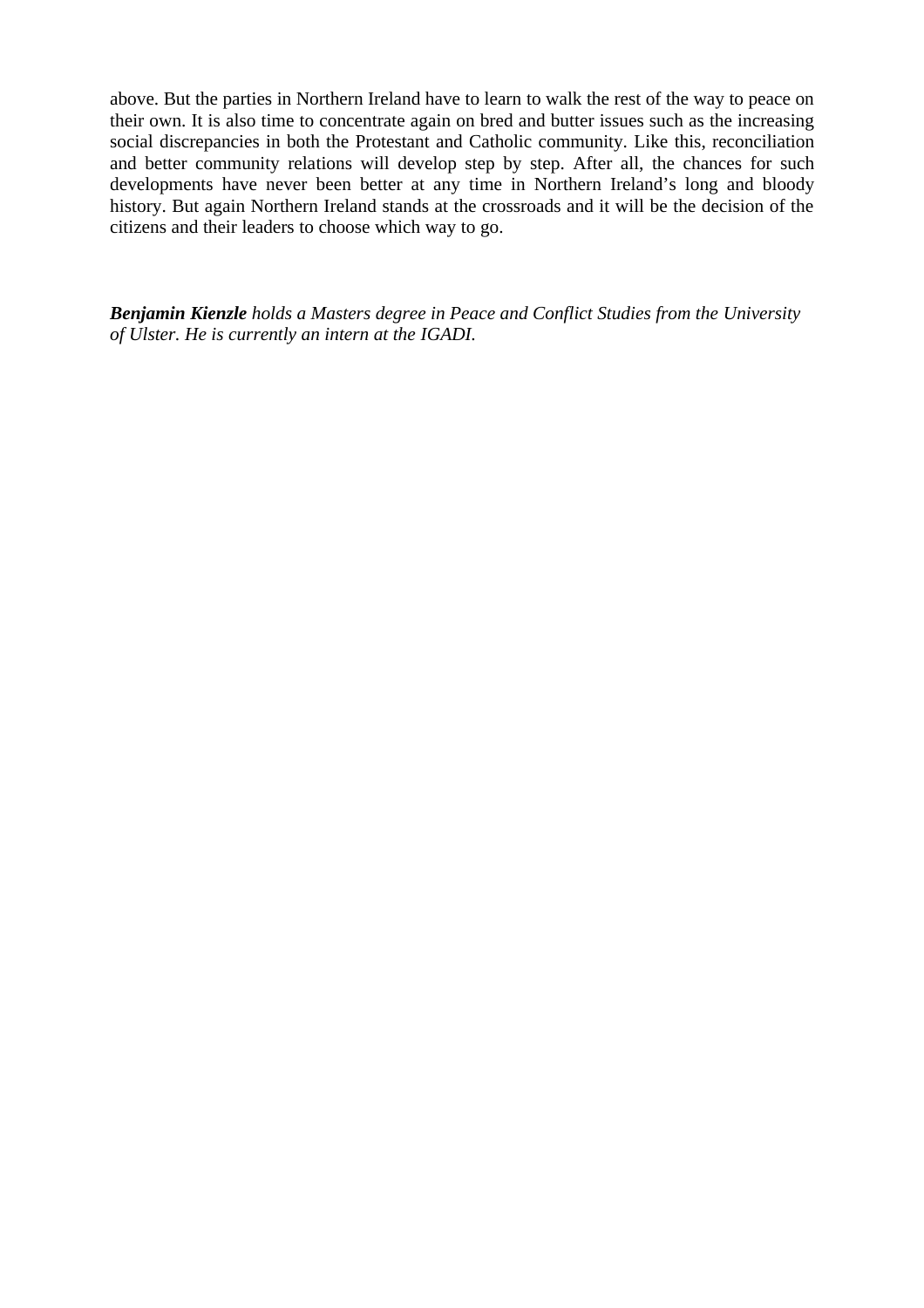above. But the parties in Northern Ireland have to learn to walk the rest of the way to peace on their own. It is also time to concentrate again on bred and butter issues such as the increasing social discrepancies in both the Protestant and Catholic community. Like this, reconciliation and better community relations will develop step by step. After all, the chances for such developments have never been better at any time in Northern Ireland's long and bloody history. But again Northern Ireland stands at the crossroads and it will be the decision of the citizens and their leaders to choose which way to go.

***Benjamin Kienzle*** *holds a Masters degree in Peace and Conflict Studies from the University of Ulster. He is currently an intern at the IGADI.*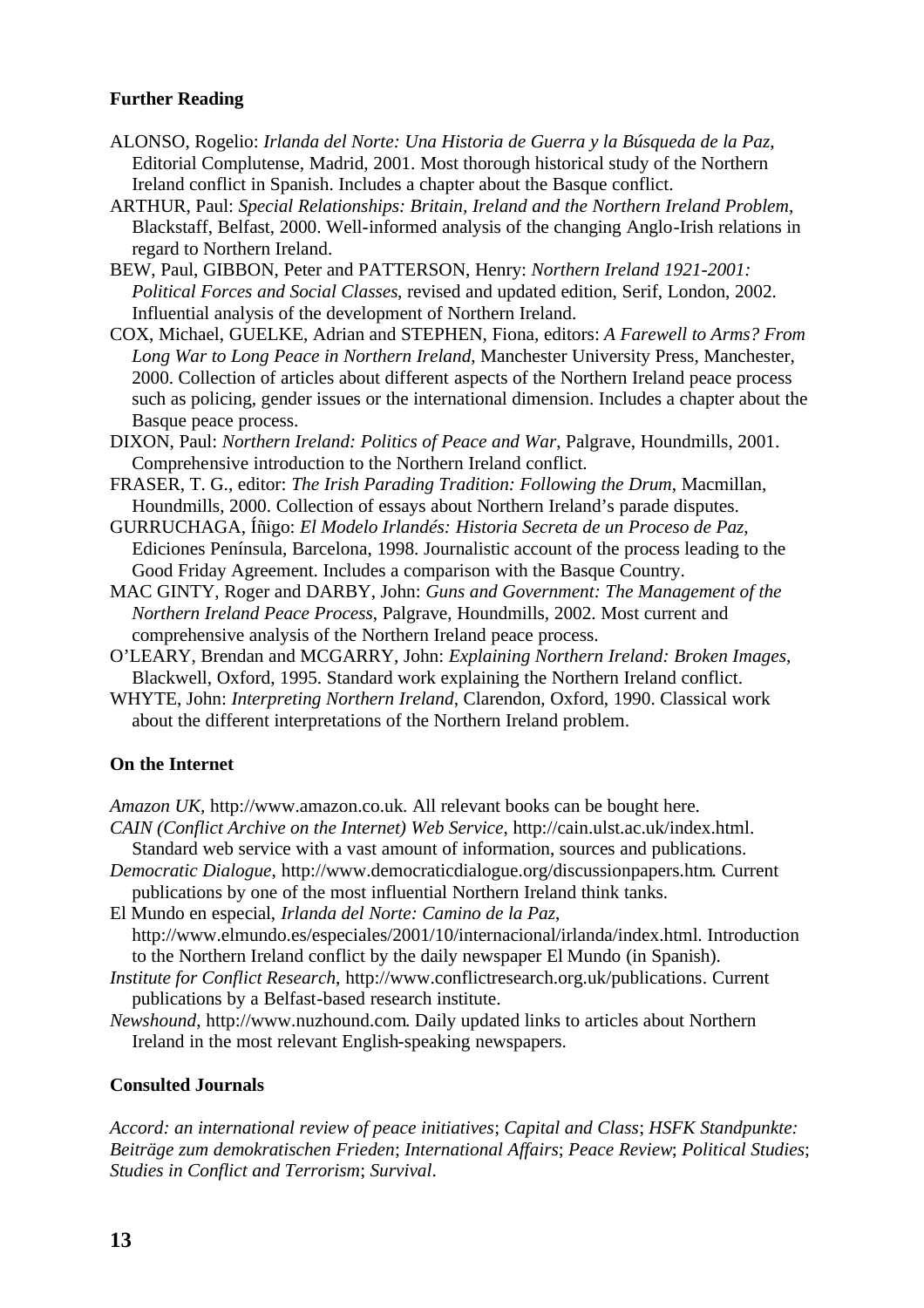**Further Reading**

ALONSO, Rogelio: *Irlanda del Norte: Una Historia de Guerra y la Búsqueda de la Paz*, Editorial Complutense, Madrid, 2001. Most thorough historical study of the Northern Ireland conflict in Spanish. Includes a chapter about the Basque conflict.

ARTHUR, Paul: *Special Relationships: Britain, Ireland and the Northern Ireland Problem*, Blackstaff, Belfast, 2000. Well-informed analysis of the changing Anglo-Irish relations in regard to Northern Ireland.

BEW, Paul, GIBBON, Peter and PATTERSON, Henry: *Northern Ireland 1921-2001: Political Forces and Social Classes*, revised and updated edition, Serif, London, 2002. Influential analysis of the development of Northern Ireland.

COX, Michael, GUELKE, Adrian and STEPHEN, Fiona, editors: *A Farewell to Arms? From Long War to Long Peace in Northern Ireland*, Manchester University Press, Manchester, 2000. Collection of articles about different aspects of the Northern Ireland peace process such as policing, gender issues or the international dimension. Includes a chapter about the Basque peace process.

DIXON, Paul: *Northern Ireland: Politics of Peace and War*, Palgrave, Houndmills, 2001. Comprehensive introduction to the Northern Ireland conflict.

FRASER, T. G., editor: *The Irish Parading Tradition: Following the Drum*, Macmillan, Houndmills, 2000. Collection of essays about Northern Ireland's parade disputes.

GURRUCHAGA, Íñigo: *El Modelo Irlandés: Historia Secreta de un Proceso de Paz*, Ediciones Península, Barcelona, 1998. Journalistic account of the process leading to the Good Friday Agreement. Includes a comparison with the Basque Country.

MAC GINTY, Roger and DARBY, John: *Guns and Government: The Management of the Northern Ireland Peace Process*, Palgrave, Houndmills, 2002. Most current and comprehensive analysis of the Northern Ireland peace process.

O'LEARY, Brendan and MCGARRY, John: *Explaining Northern Ireland: Broken Images*, Blackwell, Oxford, 1995. Standard work explaining the Northern Ireland conflict.

WHYTE, John: *Interpreting Northern Ireland*, Clarendon, Oxford, 1990. Classical work about the different interpretations of the Northern Ireland problem.

**On the Internet**

*Amazon UK*, http://www.amazon.co.uk. All relevant books can be bought here.

*CAIN (Conflict Archive on the Internet) Web Service*, http://cain.ulst.ac.uk/index.html. Standard web service with a vast amount of information, sources and publications.

*Democratic Dialogue*, http://www.democraticdialogue.org/discussionpapers.htm. Current publications by one of the most influential Northern Ireland think tanks.

El Mundo en especial, *Irlanda del Norte: Camino de la Paz*, http://www.elmundo.es/especiales/2001/10/internacional/irlanda/index.html. Introduction to the Northern Ireland conflict by the daily newspaper El Mundo (in Spanish).

*Institute for Conflict Research*, http://www.conflictresearch.org.uk/publications. Current publications by a Belfast-based research institute.

*Newshound*, http://www.nuzhound.com. Daily updated links to articles about Northern Ireland in the most relevant English-speaking newspapers.

**Consulted Journals**

*Accord: an international review of peace initiatives*; *Capital and Class*; *HSFK Standpunkte: Beiträge zum demokratischen Frieden*; *International Affairs*; *Peace Review*; *Political Studies*; *Studies in Conflict and Terrorism*; *Survival*.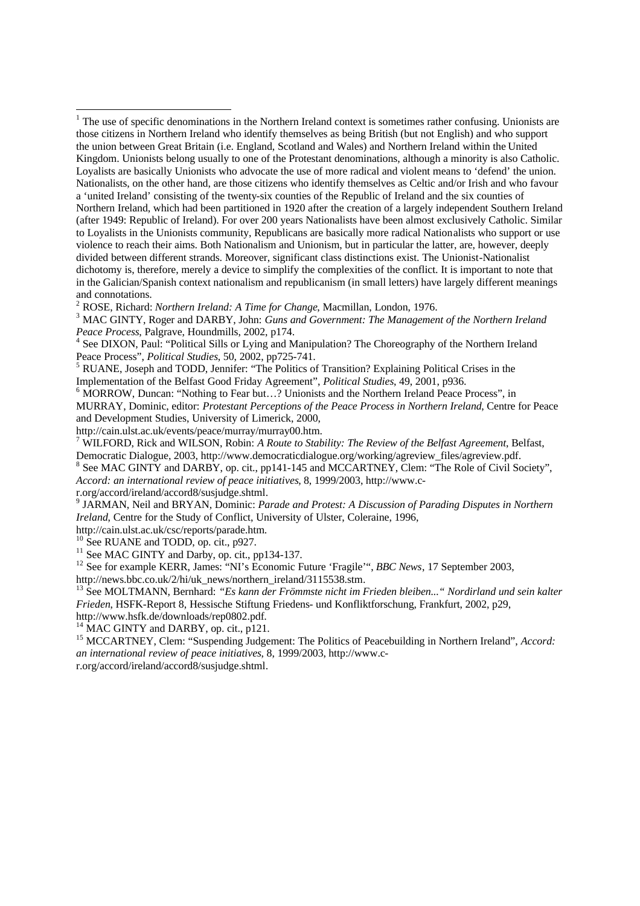[1] The use of specific denominations in the Northern Ireland context is sometimes rather confusing. Unionists are those citizens in Northern Ireland who identify themselves as being British (but not English) and who support the union between Great Britain (i.e. England, Scotland and Wales) and Northern Ireland within the United Kingdom. Unionists belong usually to one of the Protestant denominations, although a minority is also Catholic. Loyalists are basically Unionists who advocate the use of more radical and violent means to 'defend' the union. Nationalists, on the other hand, are those citizens who identify themselves as Celtic and/or Irish and who favour a 'united Ireland' consisting of the twenty-six counties of the Republic of Ireland and the six counties of Northern Ireland, which had been partitioned in 1920 after the creation of a largely independent Southern Ireland (after 1949: Republic of Ireland). For over 200 years Nationalists have been almost exclusively Catholic. Similar to Loyalists in the Unionists community, Republicans are basically more radical Nationalists who support or use violence to reach their aims. Both Nationalism and Unionism, but in particular the latter, are, however, deeply divided between different strands. Moreover, significant class distinctions exist. The Unionist-Nationalist dichotomy is, therefore, merely a device to simplify the complexities of the conflict. It is important to note that in the Galician/Spanish context nationalism and republicanism (in small letters) have largely different meanings and connotations.

[2] ROSE, Richard: *Northern Ireland: A Time for Change*, Macmillan, London, 1976.

[3] MAC GINTY, Roger and DARBY, John: *Guns and Government: The Management of the Northern Ireland Peace Process*, Palgrave, Houndmills, 2002, p174.

[4] See DIXON, Paul: "Political Sills or Lying and Manipulation? The Choreography of the Northern Ireland Peace Process", *Political Studies*, 50, 2002, pp725-741.

[5] RUANE, Joseph and TODD, Jennifer: "The Politics of Transition? Explaining Political Crises in the Implementation of the Belfast Good Friday Agreement", *Political Studies*, 49, 2001, p936.

[6] MORROW, Duncan: "Nothing to Fear but…? Unionists and the Northern Ireland Peace Process", in MURRAY, Dominic, editor: *Protestant Perceptions of the Peace Process in Northern Ireland*, Centre for Peace and Development Studies, University of Limerick, 2000, http://cain.ulst.ac.uk/events/peace/murray/murray00.htm.

[7] WILFORD, Rick and WILSON, Robin: *A Route to Stability: The Review of the Belfast Agreement*, Belfast, Democratic Dialogue, 2003, http://www.democraticdialogue.org/working/agreview_files/agreview.pdf.

[8] See MAC GINTY and DARBY, op. cit., pp141-145 and MCCARTNEY, Clem: "The Role of Civil Society", *Accord: an international review of peace initiatives*, 8, 1999/2003, http://www.c-r.org/accord/ireland/accord8/susjudge.shtml.

[9] JARMAN, Neil and BRYAN, Dominic: *Parade and Protest: A Discussion of Parading Disputes in Northern Ireland*, Centre for the Study of Conflict, University of Ulster, Coleraine, 1996, http://cain.ulst.ac.uk/csc/reports/parade.htm.

[10] See RUANE and TODD, op. cit., p927.

[11] See MAC GINTY and Darby, op. cit., pp134-137.

[12] See for example KERR, James: "NI's Economic Future 'Fragile'", *BBC News*, 17 September 2003, http://news.bbc.co.uk/2/hi/uk_news/northern_ireland/3115538.stm.

[13] See MOLTMANN, Bernhard: *"Es kann der Frömmste nicht im Frieden bleiben..." Nordirland und sein kalter Frieden*, HSFK-Report 8, Hessische Stiftung Friedens- und Konfliktforschung, Frankfurt, 2002, p29, http://www.hsfk.de/downloads/rep0802.pdf.

[14] MAC GINTY and DARBY, op. cit., p121.

[15] MCCARTNEY, Clem: "Suspending Judgement: The Politics of Peacebuilding in Northern Ireland", *Accord: an international review of peace initiatives*, 8, 1999/2003, http://www.c-r.org/accord/ireland/accord8/susjudge.shtml.